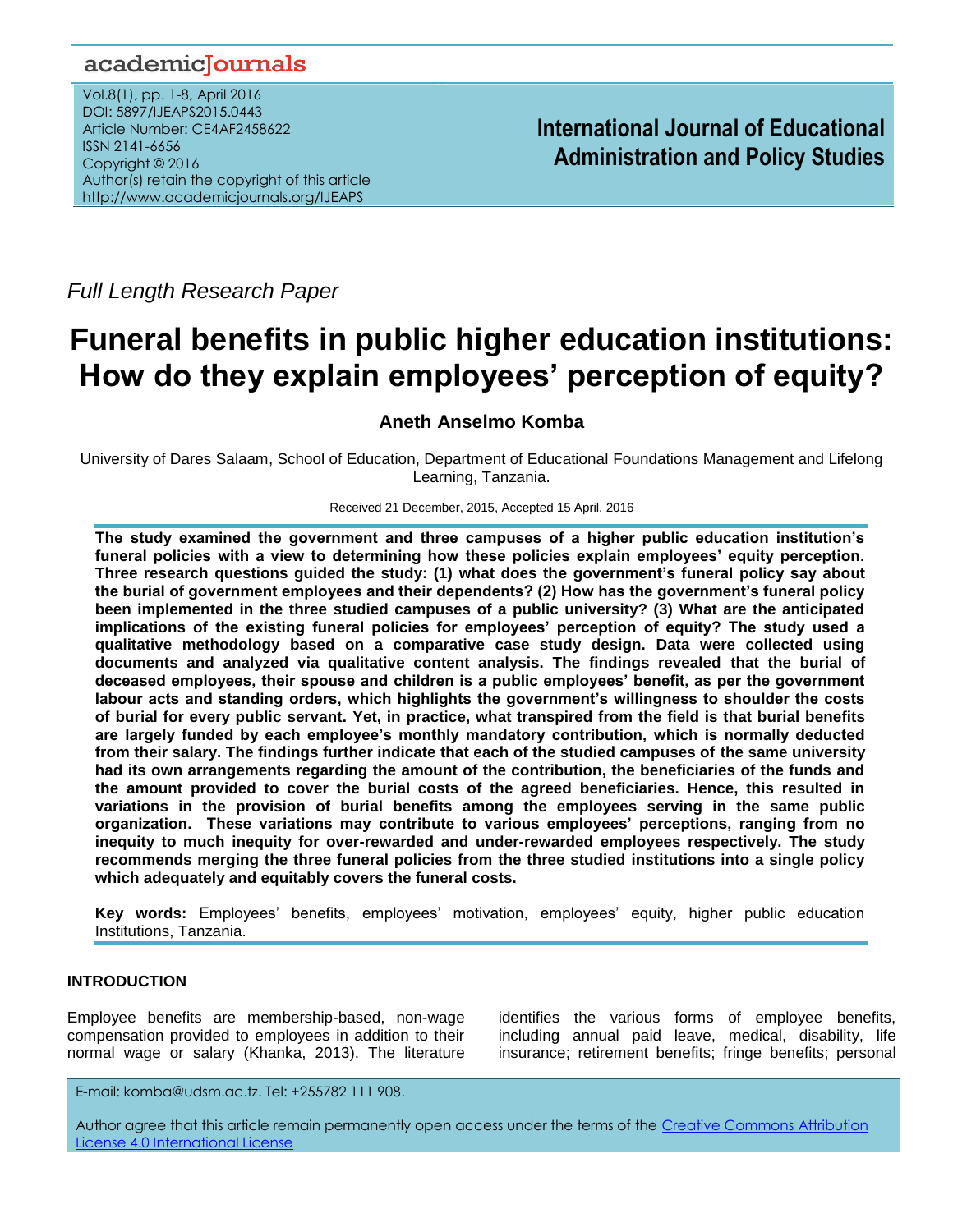academicJournals

Vol.8(1), pp. 1-8, April 2016
DOI: 5897/IJEAPS2015.0443
Article Number: CE4AF2458622
ISSN 2141-6656
Copyright © 2016
Author(s) retain the copyright of this article
http://www.academicjournals.org/IJEAPS

**International Journal of Educational Administration and Policy Studies**

*Full Length Research Paper*

# Funeral benefits in public higher education institutions: How do they explain employees' perception of equity?

**Aneth Anselmo Komba**

University of Dares Salaam, School of Education, Department of Educational Foundations Management and Lifelong Learning, Tanzania.

Received 21 December, 2015, Accepted 15 April, 2016

**The study examined the government and three campuses of a higher public education institution's funeral policies with a view to determining how these policies explain employees' equity perception. Three research questions guided the study: (1) what does the government's funeral policy say about the burial of government employees and their dependents? (2) How has the government's funeral policy been implemented in the three studied campuses of a public university? (3) What are the anticipated implications of the existing funeral policies for employees' perception of equity? The study used a qualitative methodology based on a comparative case study design. Data were collected using documents and analyzed via qualitative content analysis. The findings revealed that the burial of deceased employees, their spouse and children is a public employees' benefit, as per the government labour acts and standing orders, which highlights the government's willingness to shoulder the costs of burial for every public servant. Yet, in practice, what transpired from the field is that burial benefits are largely funded by each employee's monthly mandatory contribution, which is normally deducted from their salary. The findings further indicate that each of the studied campuses of the same university had its own arrangements regarding the amount of the contribution, the beneficiaries of the funds and the amount provided to cover the burial costs of the agreed beneficiaries. Hence, this resulted in variations in the provision of burial benefits among the employees serving in the same public organization. These variations may contribute to various employees' perceptions, ranging from no inequity to much inequity for over-rewarded and under-rewarded employees respectively. The study recommends merging the three funeral policies from the three studied institutions into a single policy which adequately and equitably covers the funeral costs.**

**Key words:** Employees' benefits, employees' motivation, employees' equity, higher public education Institutions, Tanzania.

## INTRODUCTION

Employee benefits are membership-based, non-wage compensation provided to employees in addition to their normal wage or salary (Khanka, 2013). The literature identifies the various forms of employee benefits, including annual paid leave, medical, disability, life insurance; retirement benefits; fringe benefits; personal

E-mail: komba@udsm.ac.tz. Tel: +255782 111 908.

Author agree that this article remain permanently open access under the terms of the Creative Commons Attribution License 4.0 International License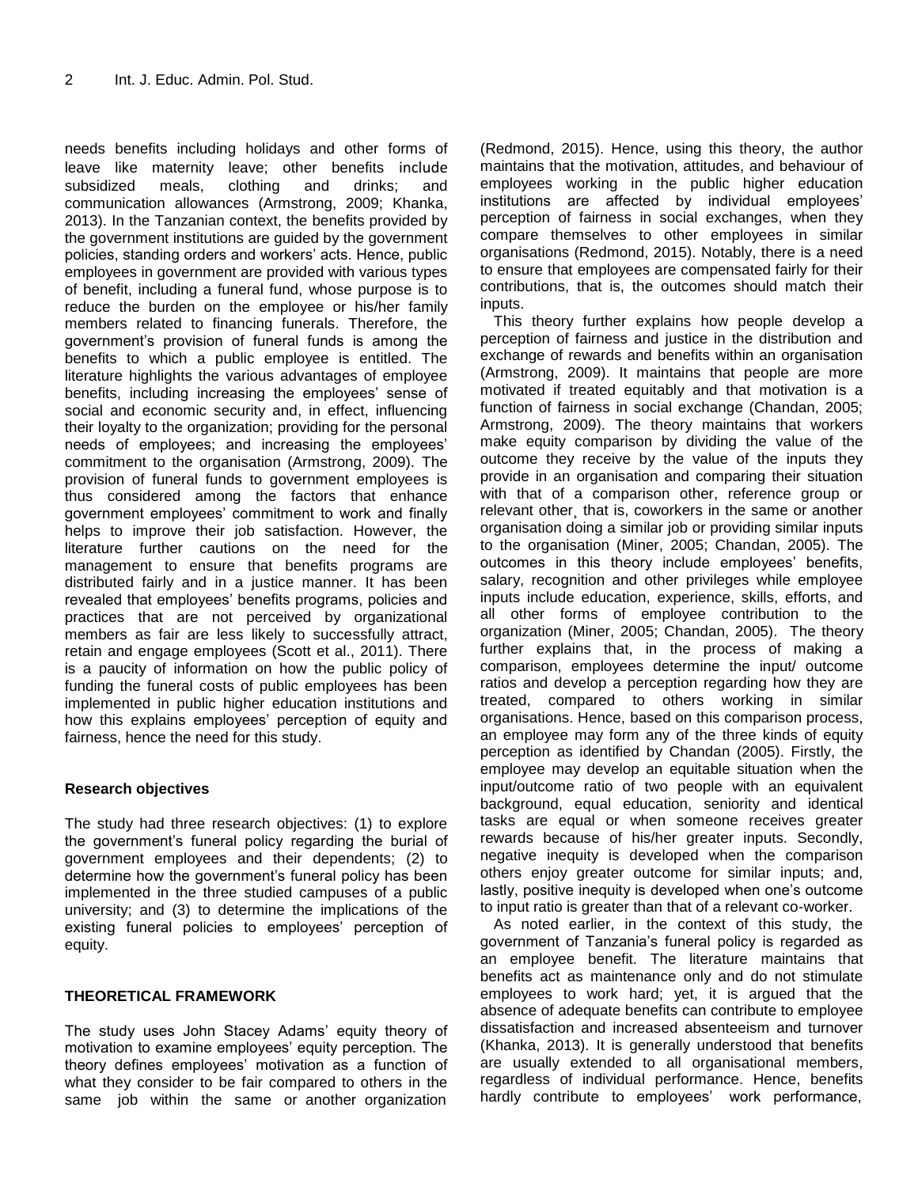needs benefits including holidays and other forms of leave like maternity leave; other benefits include subsidized meals, clothing and drinks; and communication allowances (Armstrong, 2009; Khanka, 2013). In the Tanzanian context, the benefits provided by the government institutions are guided by the government policies, standing orders and workers' acts. Hence, public employees in government are provided with various types of benefit, including a funeral fund, whose purpose is to reduce the burden on the employee or his/her family members related to financing funerals. Therefore, the government's provision of funeral funds is among the benefits to which a public employee is entitled. The literature highlights the various advantages of employee benefits, including increasing the employees' sense of social and economic security and, in effect, influencing their loyalty to the organization; providing for the personal needs of employees; and increasing the employees' commitment to the organisation (Armstrong, 2009). The provision of funeral funds to government employees is thus considered among the factors that enhance government employees' commitment to work and finally helps to improve their job satisfaction. However, the literature further cautions on the need for the management to ensure that benefits programs are distributed fairly and in a justice manner. It has been revealed that employees' benefits programs, policies and practices that are not perceived by organizational members as fair are less likely to successfully attract, retain and engage employees (Scott et al., 2011). There is a paucity of information on how the public policy of funding the funeral costs of public employees has been implemented in public higher education institutions and how this explains employees' perception of equity and fairness, hence the need for this study.

**Research objectives**

The study had three research objectives: (1) to explore the government's funeral policy regarding the burial of government employees and their dependents; (2) to determine how the government's funeral policy has been implemented in the three studied campuses of a public university; and (3) to determine the implications of the existing funeral policies to employees' perception of equity.

## THEORETICAL FRAMEWORK

The study uses John Stacey Adams' equity theory of motivation to examine employees' equity perception. The theory defines employees' motivation as a function of what they consider to be fair compared to others in the same job within the same or another organization (Redmond, 2015). Hence, using this theory, the author maintains that the motivation, attitudes, and behaviour of employees working in the public higher education institutions are affected by individual employees' perception of fairness in social exchanges, when they compare themselves to other employees in similar organisations (Redmond, 2015). Notably, there is a need to ensure that employees are compensated fairly for their contributions, that is, the outcomes should match their inputs.

This theory further explains how people develop a perception of fairness and justice in the distribution and exchange of rewards and benefits within an organisation (Armstrong, 2009). It maintains that people are more motivated if treated equitably and that motivation is a function of fairness in social exchange (Chandan, 2005; Armstrong, 2009). The theory maintains that workers make equity comparison by dividing the value of the outcome they receive by the value of the inputs they provide in an organisation and comparing their situation with that of a comparison other, reference group or relevant other¸ that is, coworkers in the same or another organisation doing a similar job or providing similar inputs to the organisation (Miner, 2005; Chandan, 2005). The outcomes in this theory include employees' benefits, salary, recognition and other privileges while employee inputs include education, experience, skills, efforts, and all other forms of employee contribution to the organization (Miner, 2005; Chandan, 2005). The theory further explains that, in the process of making a comparison, employees determine the input/ outcome ratios and develop a perception regarding how they are treated, compared to others working in similar organisations. Hence, based on this comparison process, an employee may form any of the three kinds of equity perception as identified by Chandan (2005). Firstly, the employee may develop an equitable situation when the input/outcome ratio of two people with an equivalent background, equal education, seniority and identical tasks are equal or when someone receives greater rewards because of his/her greater inputs. Secondly, negative inequity is developed when the comparison others enjoy greater outcome for similar inputs; and, lastly, positive inequity is developed when one's outcome to input ratio is greater than that of a relevant co-worker.

As noted earlier, in the context of this study, the government of Tanzania's funeral policy is regarded as an employee benefit. The literature maintains that benefits act as maintenance only and do not stimulate employees to work hard; yet, it is argued that the absence of adequate benefits can contribute to employee dissatisfaction and increased absenteeism and turnover (Khanka, 2013). It is generally understood that benefits are usually extended to all organisational members, regardless of individual performance. Hence, benefits hardly contribute to employees' work performance,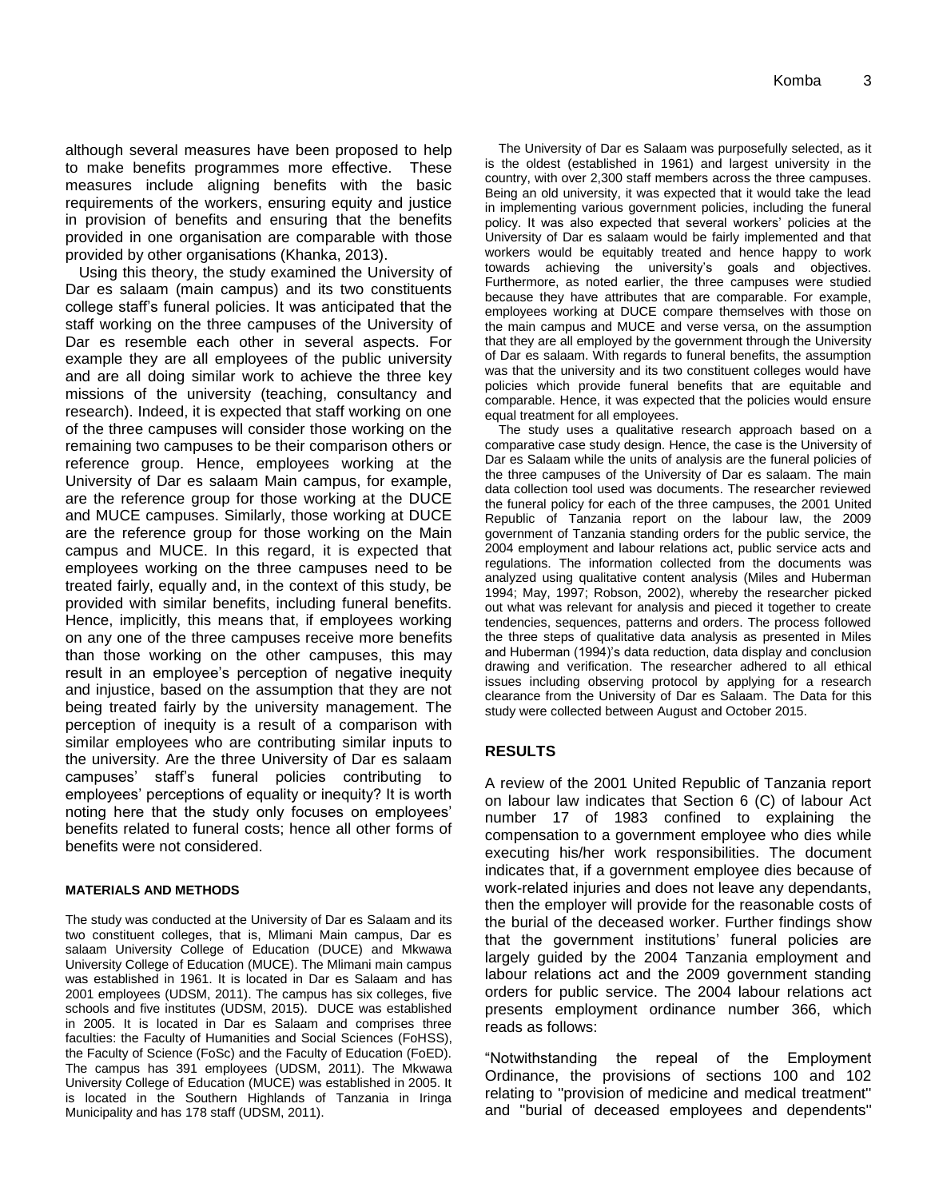although several measures have been proposed to help to make benefits programmes more effective. These measures include aligning benefits with the basic requirements of the workers, ensuring equity and justice in provision of benefits and ensuring that the benefits provided in one organisation are comparable with those provided by other organisations (Khanka, 2013).

Using this theory, the study examined the University of Dar es salaam (main campus) and its two constituents college staff's funeral policies. It was anticipated that the staff working on the three campuses of the University of Dar es resemble each other in several aspects. For example they are all employees of the public university and are all doing similar work to achieve the three key missions of the university (teaching, consultancy and research). Indeed, it is expected that staff working on one of the three campuses will consider those working on the remaining two campuses to be their comparison others or reference group. Hence, employees working at the University of Dar es salaam Main campus, for example, are the reference group for those working at the DUCE and MUCE campuses. Similarly, those working at DUCE are the reference group for those working on the Main campus and MUCE. In this regard, it is expected that employees working on the three campuses need to be treated fairly, equally and, in the context of this study, be provided with similar benefits, including funeral benefits. Hence, implicitly, this means that, if employees working on any one of the three campuses receive more benefits than those working on the other campuses, this may result in an employee's perception of negative inequity and injustice, based on the assumption that they are not being treated fairly by the university management. The perception of inequity is a result of a comparison with similar employees who are contributing similar inputs to the university. Are the three University of Dar es salaam campuses' staff's funeral policies contributing to employees' perceptions of equality or inequity? It is worth noting here that the study only focuses on employees' benefits related to funeral costs; hence all other forms of benefits were not considered.

## MATERIALS AND METHODS

The study was conducted at the University of Dar es Salaam and its two constituent colleges, that is, Mlimani Main campus, Dar es salaam University College of Education (DUCE) and Mkwawa University College of Education (MUCE). The Mlimani main campus was established in 1961. It is located in Dar es Salaam and has 2001 employees (UDSM, 2011). The campus has six colleges, five schools and five institutes (UDSM, 2015). DUCE was established in 2005. It is located in Dar es Salaam and comprises three faculties: the Faculty of Humanities and Social Sciences (FoHSS), the Faculty of Science (FoSc) and the Faculty of Education (FoED). The campus has 391 employees (UDSM, 2011). The Mkwawa University College of Education (MUCE) was established in 2005. It is located in the Southern Highlands of Tanzania in Iringa Municipality and has 178 staff (UDSM, 2011).

The University of Dar es Salaam was purposefully selected, as it is the oldest (established in 1961) and largest university in the country, with over 2,300 staff members across the three campuses. Being an old university, it was expected that it would take the lead in implementing various government policies, including the funeral policy. It was also expected that several workers' policies at the University of Dar es salaam would be fairly implemented and that workers would be equitably treated and hence happy to work towards achieving the university's goals and objectives. Furthermore, as noted earlier, the three campuses were studied because they have attributes that are comparable. For example, employees working at DUCE compare themselves with those on the main campus and MUCE and verse versa, on the assumption that they are all employed by the government through the University of Dar es salaam. With regards to funeral benefits, the assumption was that the university and its two constituent colleges would have policies which provide funeral benefits that are equitable and comparable. Hence, it was expected that the policies would ensure equal treatment for all employees.

The study uses a qualitative research approach based on a comparative case study design. Hence, the case is the University of Dar es Salaam while the units of analysis are the funeral policies of the three campuses of the University of Dar es salaam. The main data collection tool used was documents. The researcher reviewed the funeral policy for each of the three campuses, the 2001 United Republic of Tanzania report on the labour law, the 2009 government of Tanzania standing orders for the public service, the 2004 employment and labour relations act, public service acts and regulations. The information collected from the documents was analyzed using qualitative content analysis (Miles and Huberman 1994; May, 1997; Robson, 2002), whereby the researcher picked out what was relevant for analysis and pieced it together to create tendencies, sequences, patterns and orders. The process followed the three steps of qualitative data analysis as presented in Miles and Huberman (1994)'s data reduction, data display and conclusion drawing and verification. The researcher adhered to all ethical issues including observing protocol by applying for a research clearance from the University of Dar es Salaam. The Data for this study were collected between August and October 2015.

## RESULTS

A review of the 2001 United Republic of Tanzania report on labour law indicates that Section 6 (C) of labour Act number 17 of 1983 confined to explaining the compensation to a government employee who dies while executing his/her work responsibilities. The document indicates that, if a government employee dies because of work-related injuries and does not leave any dependants, then the employer will provide for the reasonable costs of the burial of the deceased worker. Further findings show that the government institutions' funeral policies are largely guided by the 2004 Tanzania employment and labour relations act and the 2009 government standing orders for public service. The 2004 labour relations act presents employment ordinance number 366, which reads as follows:

"Notwithstanding the repeal of the Employment Ordinance, the provisions of sections 100 and 102 relating to "provision of medicine and medical treatment" and "burial of deceased employees and dependents"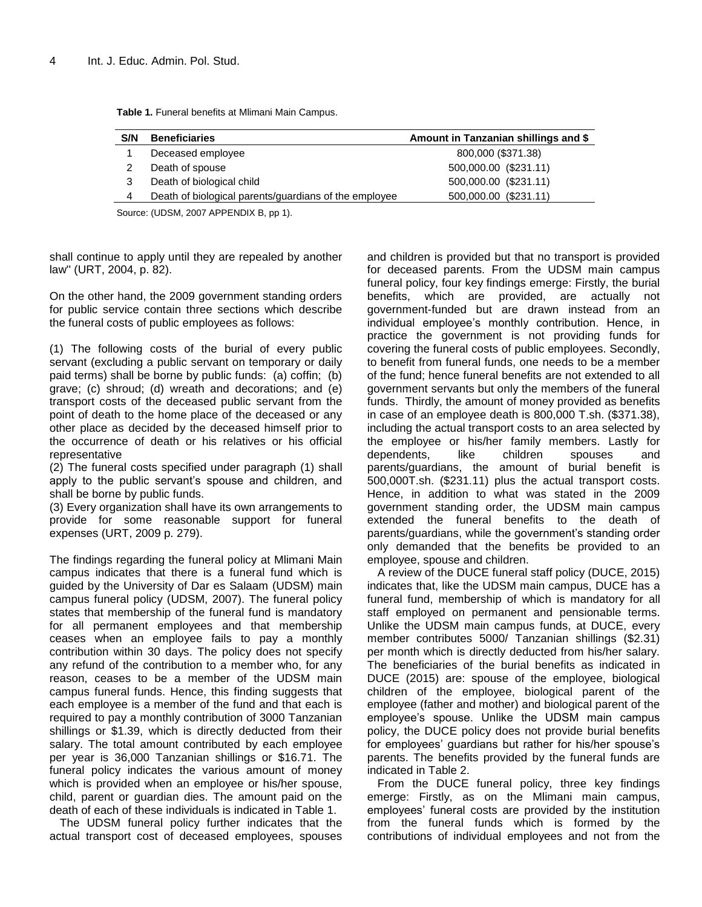**Table 1.** Funeral benefits at Mlimani Main Campus.

| S/N | Beneficiaries | Amount in Tanzanian shillings and $ |
|---|---|---|
| 1 | Deceased employee | 800,000 ($371.38) |
| 2 | Death of spouse | 500,000.00 ($231.11) |
| 3 | Death of biological child | 500,000.00 ($231.11) |
| 4 | Death of biological parents/guardians of the employee | 500,000.00 ($231.11) |

Source: (UDSM, 2007 APPENDIX B, pp 1).

shall continue to apply until they are repealed by another law" (URT, 2004, p. 82).

On the other hand, the 2009 government standing orders for public service contain three sections which describe the funeral costs of public employees as follows:

(1) The following costs of the burial of every public servant (excluding a public servant on temporary or daily paid terms) shall be borne by public funds: (a) coffin; (b) grave; (c) shroud; (d) wreath and decorations; and (e) transport costs of the deceased public servant from the point of death to the home place of the deceased or any other place as decided by the deceased himself prior to the occurrence of death or his relatives or his official representative
(2) The funeral costs specified under paragraph (1) shall apply to the public servant's spouse and children, and shall be borne by public funds.
(3) Every organization shall have its own arrangements to provide for some reasonable support for funeral expenses (URT, 2009 p. 279).

The findings regarding the funeral policy at Mlimani Main campus indicates that there is a funeral fund which is guided by the University of Dar es Salaam (UDSM) main campus funeral policy (UDSM, 2007). The funeral policy states that membership of the funeral fund is mandatory for all permanent employees and that membership ceases when an employee fails to pay a monthly contribution within 30 days. The policy does not specify any refund of the contribution to a member who, for any reason, ceases to be a member of the UDSM main campus funeral funds. Hence, this finding suggests that each employee is a member of the fund and that each is required to pay a monthly contribution of 3000 Tanzanian shillings or $1.39, which is directly deducted from their salary. The total amount contributed by each employee per year is 36,000 Tanzanian shillings or $16.71. The funeral policy indicates the various amount of money which is provided when an employee or his/her spouse, child, parent or guardian dies. The amount paid on the death of each of these individuals is indicated in Table 1.

The UDSM funeral policy further indicates that the actual transport cost of deceased employees, spouses and children is provided but that no transport is provided for deceased parents. From the UDSM main campus funeral policy, four key findings emerge: Firstly, the burial benefits, which are provided, are actually not government-funded but are drawn instead from an individual employee's monthly contribution. Hence, in practice the government is not providing funds for covering the funeral costs of public employees. Secondly, to benefit from funeral funds, one needs to be a member of the fund; hence funeral benefits are not extended to all government servants but only the members of the funeral funds. Thirdly, the amount of money provided as benefits in case of an employee death is 800,000 T.sh. ($371.38), including the actual transport costs to an area selected by the employee or his/her family members. Lastly for dependents, like children spouses and parents/guardians, the amount of burial benefit is 500,000T.sh. ($231.11) plus the actual transport costs. Hence, in addition to what was stated in the 2009 government standing order, the UDSM main campus extended the funeral benefits to the death of parents/guardians, while the government's standing order only demanded that the benefits be provided to an employee, spouse and children.

A review of the DUCE funeral staff policy (DUCE, 2015) indicates that, like the UDSM main campus, DUCE has a funeral fund, membership of which is mandatory for all staff employed on permanent and pensionable terms. Unlike the UDSM main campus funds, at DUCE, every member contributes 5000/ Tanzanian shillings ($2.31) per month which is directly deducted from his/her salary. The beneficiaries of the burial benefits as indicated in DUCE (2015) are: spouse of the employee, biological children of the employee, biological parent of the employee (father and mother) and biological parent of the employee's spouse. Unlike the UDSM main campus policy, the DUCE policy does not provide burial benefits for employees' guardians but rather for his/her spouse's parents. The benefits provided by the funeral funds are indicated in Table 2.

From the DUCE funeral policy, three key findings emerge: Firstly, as on the Mlimani main campus, employees' funeral costs are provided by the institution from the funeral funds which is formed by the contributions of individual employees and not from the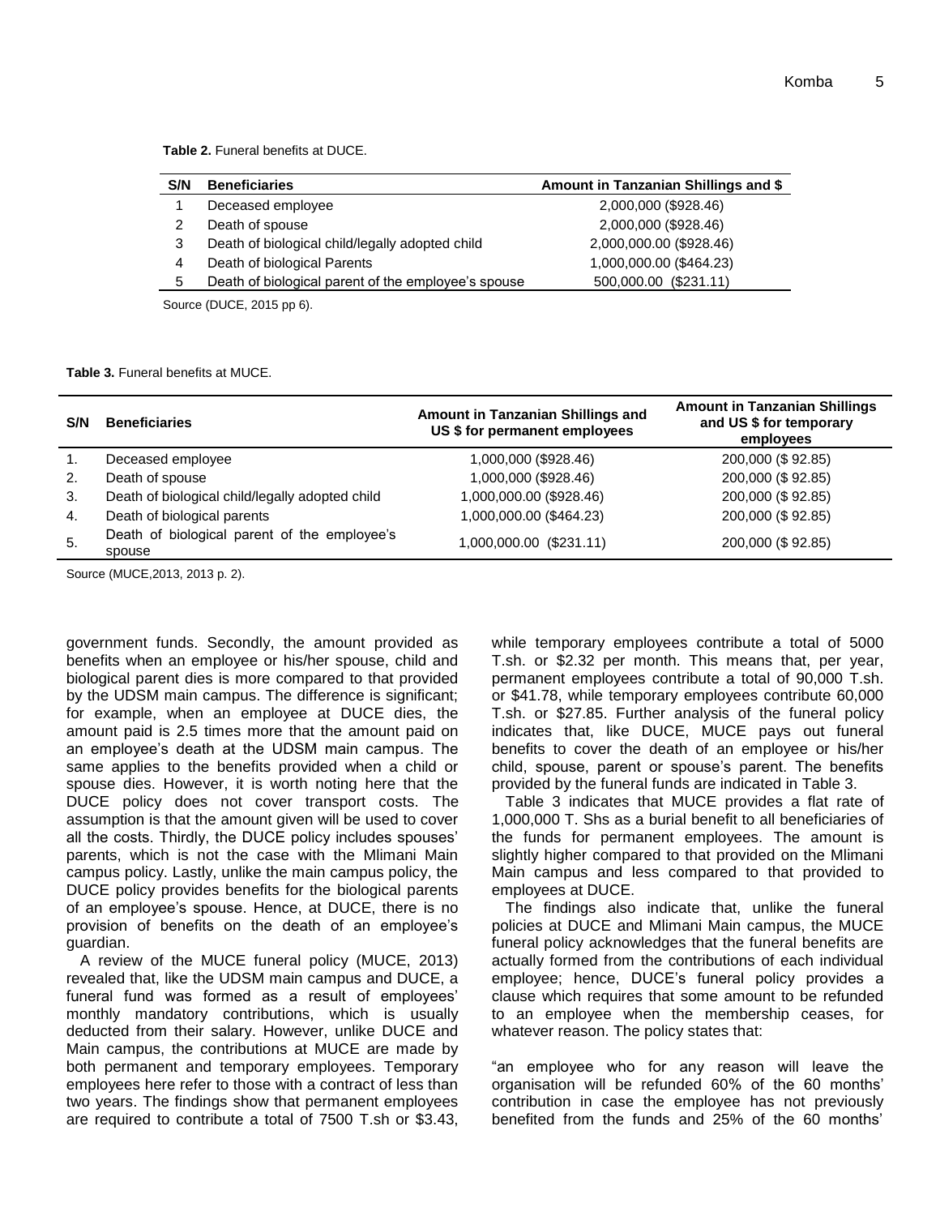**Table 2.** Funeral benefits at DUCE.

| S/N | Beneficiaries | Amount in Tanzanian Shillings and $ |
|---|---|---|
| 1 | Deceased employee | 2,000,000 ($928.46) |
| 2 | Death of spouse | 2,000,000 ($928.46) |
| 3 | Death of biological child/legally adopted child | 2,000,000.00 ($928.46) |
| 4 | Death of biological Parents | 1,000,000.00 ($464.23) |
| 5 | Death of biological parent of the employee's spouse | 500,000.00 ($231.11) |

Source (DUCE, 2015 pp 6).

**Table 3.** Funeral benefits at MUCE.

| S/N | Beneficiaries | Amount in Tanzanian Shillings and US $ for permanent employees | Amount in Tanzanian Shillings and US $ for temporary employees |
|---|---|---|---|
| 1. | Deceased employee | 1,000,000 ($928.46) | 200,000 ($ 92.85) |
| 2. | Death of spouse | 1,000,000 ($928.46) | 200,000 ($ 92.85) |
| 3. | Death of biological child/legally adopted child | 1,000,000.00 ($928.46) | 200,000 ($ 92.85) |
| 4. | Death of biological parents | 1,000,000.00 ($464.23) | 200,000 ($ 92.85) |
| 5. | Death of biological parent of the employee's spouse | 1,000,000.00 ($231.11) | 200,000 ($ 92.85) |

Source (MUCE,2013, 2013 p. 2).

government funds. Secondly, the amount provided as benefits when an employee or his/her spouse, child and biological parent dies is more compared to that provided by the UDSM main campus. The difference is significant; for example, when an employee at DUCE dies, the amount paid is 2.5 times more that the amount paid on an employee's death at the UDSM main campus. The same applies to the benefits provided when a child or spouse dies. However, it is worth noting here that the DUCE policy does not cover transport costs. The assumption is that the amount given will be used to cover all the costs. Thirdly, the DUCE policy includes spouses' parents, which is not the case with the Mlimani Main campus policy. Lastly, unlike the main campus policy, the DUCE policy provides benefits for the biological parents of an employee's spouse. Hence, at DUCE, there is no provision of benefits on the death of an employee's guardian.

A review of the MUCE funeral policy (MUCE, 2013) revealed that, like the UDSM main campus and DUCE, a funeral fund was formed as a result of employees' monthly mandatory contributions, which is usually deducted from their salary. However, unlike DUCE and Main campus, the contributions at MUCE are made by both permanent and temporary employees. Temporary employees here refer to those with a contract of less than two years. The findings show that permanent employees are required to contribute a total of 7500 T.sh or $3.43, while temporary employees contribute a total of 5000 T.sh. or $2.32 per month. This means that, per year, permanent employees contribute a total of 90,000 T.sh. or $41.78, while temporary employees contribute 60,000 T.sh. or $27.85. Further analysis of the funeral policy indicates that, like DUCE, MUCE pays out funeral benefits to cover the death of an employee or his/her child, spouse, parent or spouse's parent. The benefits provided by the funeral funds are indicated in Table 3.

Table 3 indicates that MUCE provides a flat rate of 1,000,000 T. Shs as a burial benefit to all beneficiaries of the funds for permanent employees. The amount is slightly higher compared to that provided on the Mlimani Main campus and less compared to that provided to employees at DUCE.

The findings also indicate that, unlike the funeral policies at DUCE and Mlimani Main campus, the MUCE funeral policy acknowledges that the funeral benefits are actually formed from the contributions of each individual employee; hence, DUCE's funeral policy provides a clause which requires that some amount to be refunded to an employee when the membership ceases, for whatever reason. The policy states that:

"an employee who for any reason will leave the organisation will be refunded 60% of the 60 months' contribution in case the employee has not previously benefited from the funds and 25% of the 60 months'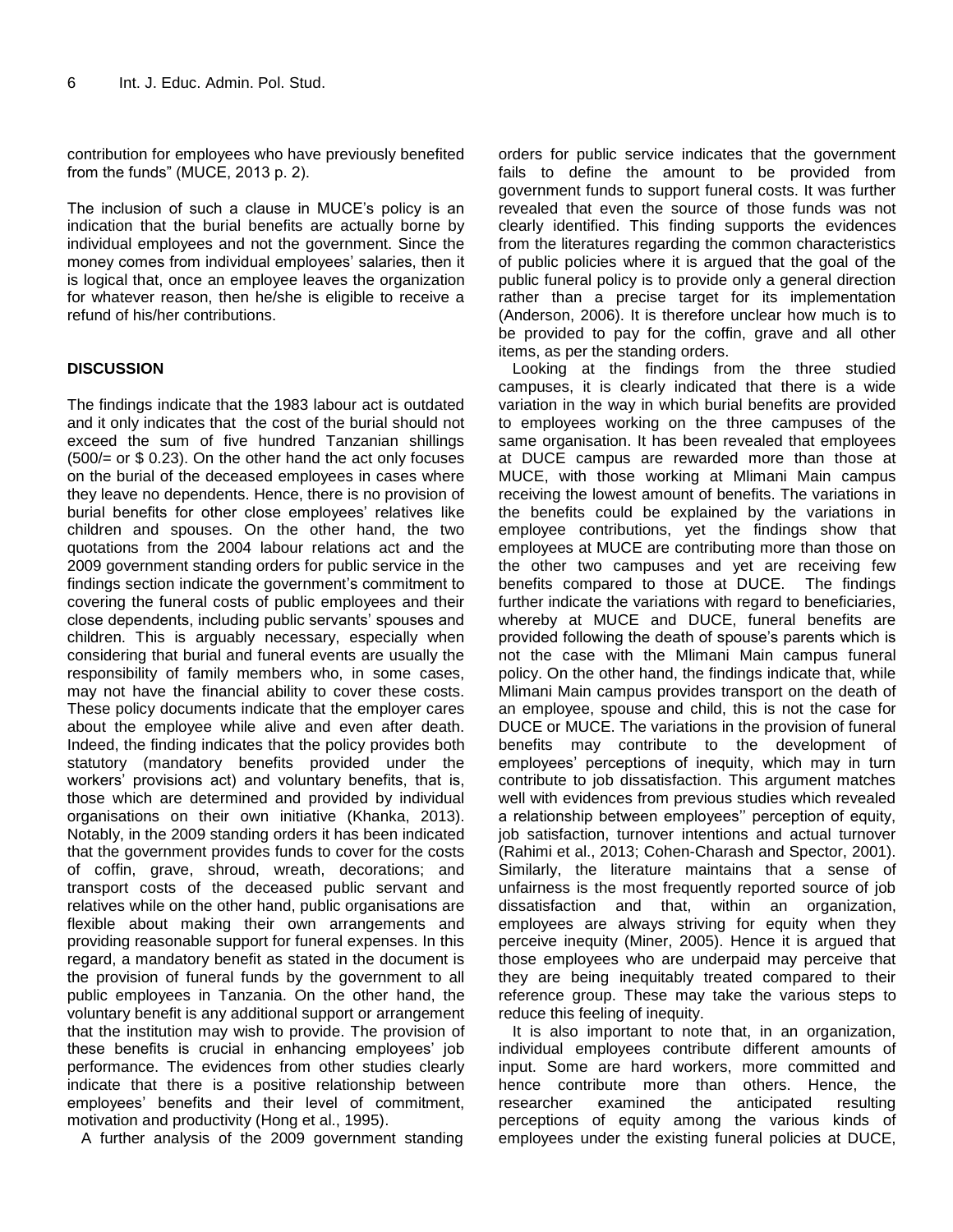contribution for employees who have previously benefited from the funds" (MUCE, 2013 p. 2).

The inclusion of such a clause in MUCE's policy is an indication that the burial benefits are actually borne by individual employees and not the government. Since the money comes from individual employees' salaries, then it is logical that, once an employee leaves the organization for whatever reason, then he/she is eligible to receive a refund of his/her contributions.

## DISCUSSION

The findings indicate that the 1983 labour act is outdated and it only indicates that the cost of the burial should not exceed the sum of five hundred Tanzanian shillings (500/= or $ 0.23). On the other hand the act only focuses on the burial of the deceased employees in cases where they leave no dependents. Hence, there is no provision of burial benefits for other close employees' relatives like children and spouses. On the other hand, the two quotations from the 2004 labour relations act and the 2009 government standing orders for public service in the findings section indicate the government's commitment to covering the funeral costs of public employees and their close dependents, including public servants' spouses and children. This is arguably necessary, especially when considering that burial and funeral events are usually the responsibility of family members who, in some cases, may not have the financial ability to cover these costs. These policy documents indicate that the employer cares about the employee while alive and even after death. Indeed, the finding indicates that the policy provides both statutory (mandatory benefits provided under the workers' provisions act) and voluntary benefits, that is, those which are determined and provided by individual organisations on their own initiative (Khanka, 2013). Notably, in the 2009 standing orders it has been indicated that the government provides funds to cover for the costs of coffin, grave, shroud, wreath, decorations; and transport costs of the deceased public servant and relatives while on the other hand, public organisations are flexible about making their own arrangements and providing reasonable support for funeral expenses. In this regard, a mandatory benefit as stated in the document is the provision of funeral funds by the government to all public employees in Tanzania. On the other hand, the voluntary benefit is any additional support or arrangement that the institution may wish to provide. The provision of these benefits is crucial in enhancing employees' job performance. The evidences from other studies clearly indicate that there is a positive relationship between employees' benefits and their level of commitment, motivation and productivity (Hong et al., 1995).

A further analysis of the 2009 government standing orders for public service indicates that the government fails to define the amount to be provided from government funds to support funeral costs. It was further revealed that even the source of those funds was not clearly identified. This finding supports the evidences from the literatures regarding the common characteristics of public policies where it is argued that the goal of the public funeral policy is to provide only a general direction rather than a precise target for its implementation (Anderson, 2006). It is therefore unclear how much is to be provided to pay for the coffin, grave and all other items, as per the standing orders.

Looking at the findings from the three studied campuses, it is clearly indicated that there is a wide variation in the way in which burial benefits are provided to employees working on the three campuses of the same organisation. It has been revealed that employees at DUCE campus are rewarded more than those at MUCE, with those working at Mlimani Main campus receiving the lowest amount of benefits. The variations in the benefits could be explained by the variations in employee contributions, yet the findings show that employees at MUCE are contributing more than those on the other two campuses and yet are receiving few benefits compared to those at DUCE. The findings further indicate the variations with regard to beneficiaries, whereby at MUCE and DUCE, funeral benefits are provided following the death of spouse's parents which is not the case with the Mlimani Main campus funeral policy. On the other hand, the findings indicate that, while Mlimani Main campus provides transport on the death of an employee, spouse and child, this is not the case for DUCE or MUCE. The variations in the provision of funeral benefits may contribute to the development of employees' perceptions of inequity, which may in turn contribute to job dissatisfaction. This argument matches well with evidences from previous studies which revealed a relationship between employees'' perception of equity, job satisfaction, turnover intentions and actual turnover (Rahimi et al., 2013; Cohen-Charash and Spector, 2001). Similarly, the literature maintains that a sense of unfairness is the most frequently reported source of job dissatisfaction and that, within an organization, employees are always striving for equity when they perceive inequity (Miner, 2005). Hence it is argued that those employees who are underpaid may perceive that they are being inequitably treated compared to their reference group. These may take the various steps to reduce this feeling of inequity.

It is also important to note that, in an organization, individual employees contribute different amounts of input. Some are hard workers, more committed and hence contribute more than others. Hence, the researcher examined the anticipated resulting perceptions of equity among the various kinds of employees under the existing funeral policies at DUCE,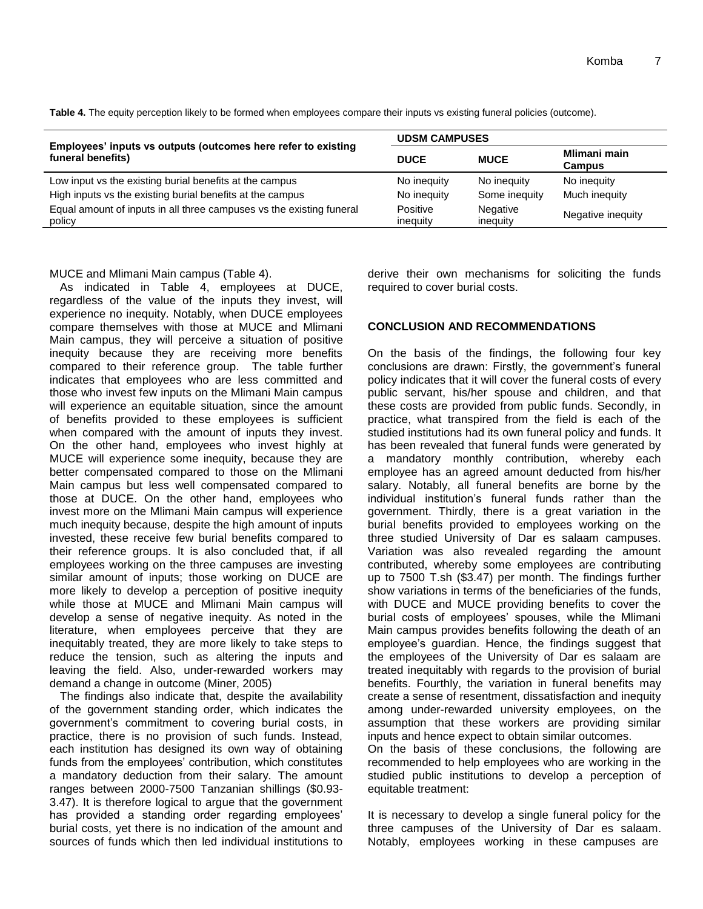**Table 4.** The equity perception likely to be formed when employees compare their inputs vs existing funeral policies (outcome).

| Employees' inputs vs outputs (outcomes here refer to existing funeral benefits) | UDSM CAMPUSES | | |
|---|---|---|---|
| | **DUCE** | **MUCE** | **Mlimani main Campus** |
| Low input vs the existing burial benefits at the campus | No inequity | No inequity | No inequity |
| High inputs vs the existing burial benefits at the campus | No inequity | Some inequity | Much inequity |
| Equal amount of inputs in all three campuses vs the existing funeral policy | Positive inequity | Negative inequity | Negative inequity |

MUCE and Mlimani Main campus (Table 4).

As indicated in Table 4, employees at DUCE, regardless of the value of the inputs they invest, will experience no inequity. Notably, when DUCE employees compare themselves with those at MUCE and Mlimani Main campus, they will perceive a situation of positive inequity because they are receiving more benefits compared to their reference group. The table further indicates that employees who are less committed and those who invest few inputs on the Mlimani Main campus will experience an equitable situation, since the amount of benefits provided to these employees is sufficient when compared with the amount of inputs they invest. On the other hand, employees who invest highly at MUCE will experience some inequity, because they are better compensated compared to those on the Mlimani Main campus but less well compensated compared to those at DUCE. On the other hand, employees who invest more on the Mlimani Main campus will experience much inequity because, despite the high amount of inputs invested, these receive few burial benefits compared to their reference groups. It is also concluded that, if all employees working on the three campuses are investing similar amount of inputs; those working on DUCE are more likely to develop a perception of positive inequity while those at MUCE and Mlimani Main campus will develop a sense of negative inequity. As noted in the literature, when employees perceive that they are inequitably treated, they are more likely to take steps to reduce the tension, such as altering the inputs and leaving the field. Also, under-rewarded workers may demand a change in outcome (Miner, 2005)

The findings also indicate that, despite the availability of the government standing order, which indicates the government's commitment to covering burial costs, in practice, there is no provision of such funds. Instead, each institution has designed its own way of obtaining funds from the employees' contribution, which constitutes a mandatory deduction from their salary. The amount ranges between 2000-7500 Tanzanian shillings ($0.93-3.47). It is therefore logical to argue that the government has provided a standing order regarding employees' burial costs, yet there is no indication of the amount and sources of funds which then led individual institutions to derive their own mechanisms for soliciting the funds required to cover burial costs.

## CONCLUSION AND RECOMMENDATIONS

On the basis of the findings, the following four key conclusions are drawn: Firstly, the government's funeral policy indicates that it will cover the funeral costs of every public servant, his/her spouse and children, and that these costs are provided from public funds. Secondly, in practice, what transpired from the field is each of the studied institutions had its own funeral policy and funds. It has been revealed that funeral funds were generated by a mandatory monthly contribution, whereby each employee has an agreed amount deducted from his/her salary. Notably, all funeral benefits are borne by the individual institution's funeral funds rather than the government. Thirdly, there is a great variation in the burial benefits provided to employees working on the three studied University of Dar es salaam campuses. Variation was also revealed regarding the amount contributed, whereby some employees are contributing up to 7500 T.sh ($3.47) per month. The findings further show variations in terms of the beneficiaries of the funds, with DUCE and MUCE providing benefits to cover the burial costs of employees' spouses, while the Mlimani Main campus provides benefits following the death of an employee's guardian. Hence, the findings suggest that the employees of the University of Dar es salaam are treated inequitably with regards to the provision of burial benefits. Fourthly, the variation in funeral benefits may create a sense of resentment, dissatisfaction and inequity among under-rewarded university employees, on the assumption that these workers are providing similar inputs and hence expect to obtain similar outcomes.

On the basis of these conclusions, the following are recommended to help employees who are working in the studied public institutions to develop a perception of equitable treatment:

It is necessary to develop a single funeral policy for the three campuses of the University of Dar es salaam. Notably, employees working in these campuses are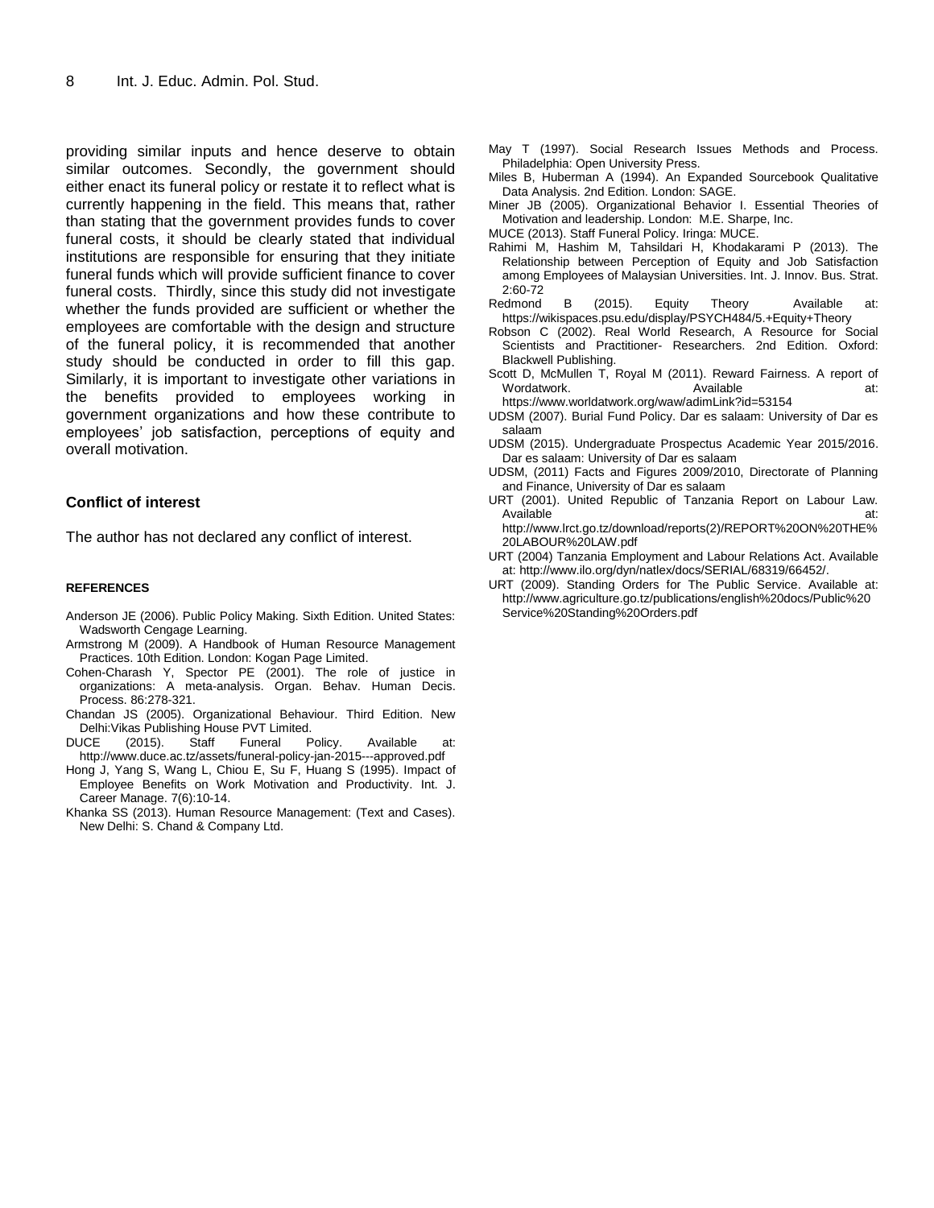providing similar inputs and hence deserve to obtain similar outcomes. Secondly, the government should either enact its funeral policy or restate it to reflect what is currently happening in the field. This means that, rather than stating that the government provides funds to cover funeral costs, it should be clearly stated that individual institutions are responsible for ensuring that they initiate funeral funds which will provide sufficient finance to cover funeral costs. Thirdly, since this study did not investigate whether the funds provided are sufficient or whether the employees are comfortable with the design and structure of the funeral policy, it is recommended that another study should be conducted in order to fill this gap. Similarly, it is important to investigate other variations in the benefits provided to employees working in government organizations and how these contribute to employees' job satisfaction, perceptions of equity and overall motivation.

## Conflict of interest

The author has not declared any conflict of interest.

## REFERENCES

Anderson JE (2006). Public Policy Making. Sixth Edition. United States: Wadsworth Cengage Learning.

Armstrong M (2009). A Handbook of Human Resource Management Practices. 10th Edition. London: Kogan Page Limited.

Cohen-Charash Y, Spector PE (2001). The role of justice in organizations: A meta-analysis. Organ. Behav. Human Decis. Process. 86:278-321.

Chandan JS (2005). Organizational Behaviour. Third Edition. New Delhi:Vikas Publishing House PVT Limited.

DUCE (2015). Staff Funeral Policy. Available at: http://www.duce.ac.tz/assets/funeral-policy-jan-2015---approved.pdf

Hong J, Yang S, Wang L, Chiou E, Su F, Huang S (1995). Impact of Employee Benefits on Work Motivation and Productivity. Int. J. Career Manage. 7(6):10-14.

Khanka SS (2013). Human Resource Management: (Text and Cases). New Delhi: S. Chand & Company Ltd.

May T (1997). Social Research Issues Methods and Process. Philadelphia: Open University Press.

Miles B, Huberman A (1994). An Expanded Sourcebook Qualitative Data Analysis. 2nd Edition. London: SAGE.

Miner JB (2005). Organizational Behavior I. Essential Theories of Motivation and leadership. London: M.E. Sharpe, Inc.

MUCE (2013). Staff Funeral Policy. Iringa: MUCE.

Rahimi M, Hashim M, Tahsildari H, Khodakarami P (2013). The Relationship between Perception of Equity and Job Satisfaction among Employees of Malaysian Universities. Int. J. Innov. Bus. Strat. 2:60-72

Redmond B (2015). Equity Theory Available at: https://wikispaces.psu.edu/display/PSYCH484/5.+Equity+Theory

Robson C (2002). Real World Research, A Resource for Social Scientists and Practitioner- Researchers. 2nd Edition. Oxford: Blackwell Publishing.

Scott D, McMullen T, Royal M (2011). Reward Fairness. A report of Wordatwork. Available at: https://www.worldatwork.org/waw/adimLink?id=53154

UDSM (2007). Burial Fund Policy. Dar es salaam: University of Dar es salaam

UDSM (2015). Undergraduate Prospectus Academic Year 2015/2016. Dar es salaam: University of Dar es salaam

UDSM, (2011) Facts and Figures 2009/2010, Directorate of Planning and Finance, University of Dar es salaam

URT (2001). United Republic of Tanzania Report on Labour Law. Available at: http://www.lrct.go.tz/download/reports(2)/REPORT%20ON%20THE%20LABOUR%20LAW.pdf

URT (2004) Tanzania Employment and Labour Relations Act. Available at: http://www.ilo.org/dyn/natlex/docs/SERIAL/68319/66452/.

URT (2009). Standing Orders for The Public Service. Available at: http://www.agriculture.go.tz/publications/english%20docs/Public%20Service%20Standing%20Orders.pdf